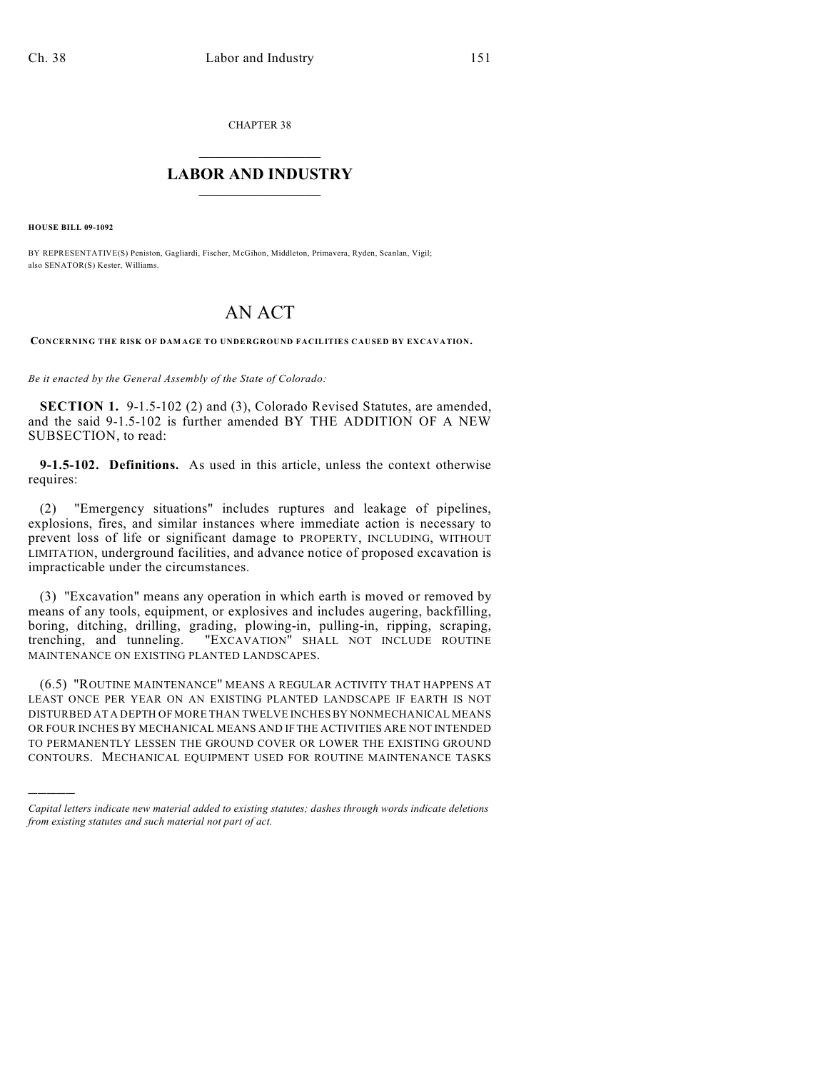CHAPTER 38

# LABOR AND INDUSTRY

**HOUSE BILL 09-1092**

BY REPRESENTATIVE(S) Peniston, Gagliardi, Fischer, McGihon, Middleton, Primavera, Ryden, Scanlan, Vigil; also SENATOR(S) Kester, Williams.

# AN ACT

**CONCERNING THE RISK OF DAMAGE TO UNDERGROUND FACILITIES CAUSED BY EXCAVATION.**

*Be it enacted by the General Assembly of the State of Colorado:*

**SECTION 1.** 9-1.5-102 (2) and (3), Colorado Revised Statutes, are amended, and the said 9-1.5-102 is further amended BY THE ADDITION OF A NEW SUBSECTION, to read:

**9-1.5-102. Definitions.** As used in this article, unless the context otherwise requires:

(2) "Emergency situations" includes ruptures and leakage of pipelines, explosions, fires, and similar instances where immediate action is necessary to prevent loss of life or significant damage to PROPERTY, INCLUDING, WITHOUT LIMITATION, underground facilities, and advance notice of proposed excavation is impracticable under the circumstances.

(3) "Excavation" means any operation in which earth is moved or removed by means of any tools, equipment, or explosives and includes augering, backfilling, boring, ditching, drilling, grading, plowing-in, pulling-in, ripping, scraping, trenching, and tunneling. "EXCAVATION" SHALL NOT INCLUDE ROUTINE MAINTENANCE ON EXISTING PLANTED LANDSCAPES.

(6.5) "ROUTINE MAINTENANCE" MEANS A REGULAR ACTIVITY THAT HAPPENS AT LEAST ONCE PER YEAR ON AN EXISTING PLANTED LANDSCAPE IF EARTH IS NOT DISTURBED AT A DEPTH OF MORE THAN TWELVE INCHES BY NONMECHANICAL MEANS OR FOUR INCHES BY MECHANICAL MEANS AND IF THE ACTIVITIES ARE NOT INTENDED TO PERMANENTLY LESSEN THE GROUND COVER OR LOWER THE EXISTING GROUND CONTOURS. MECHANICAL EQUIPMENT USED FOR ROUTINE MAINTENANCE TASKS

---

*Capital letters indicate new material added to existing statutes; dashes through words indicate deletions from existing statutes and such material not part of act.*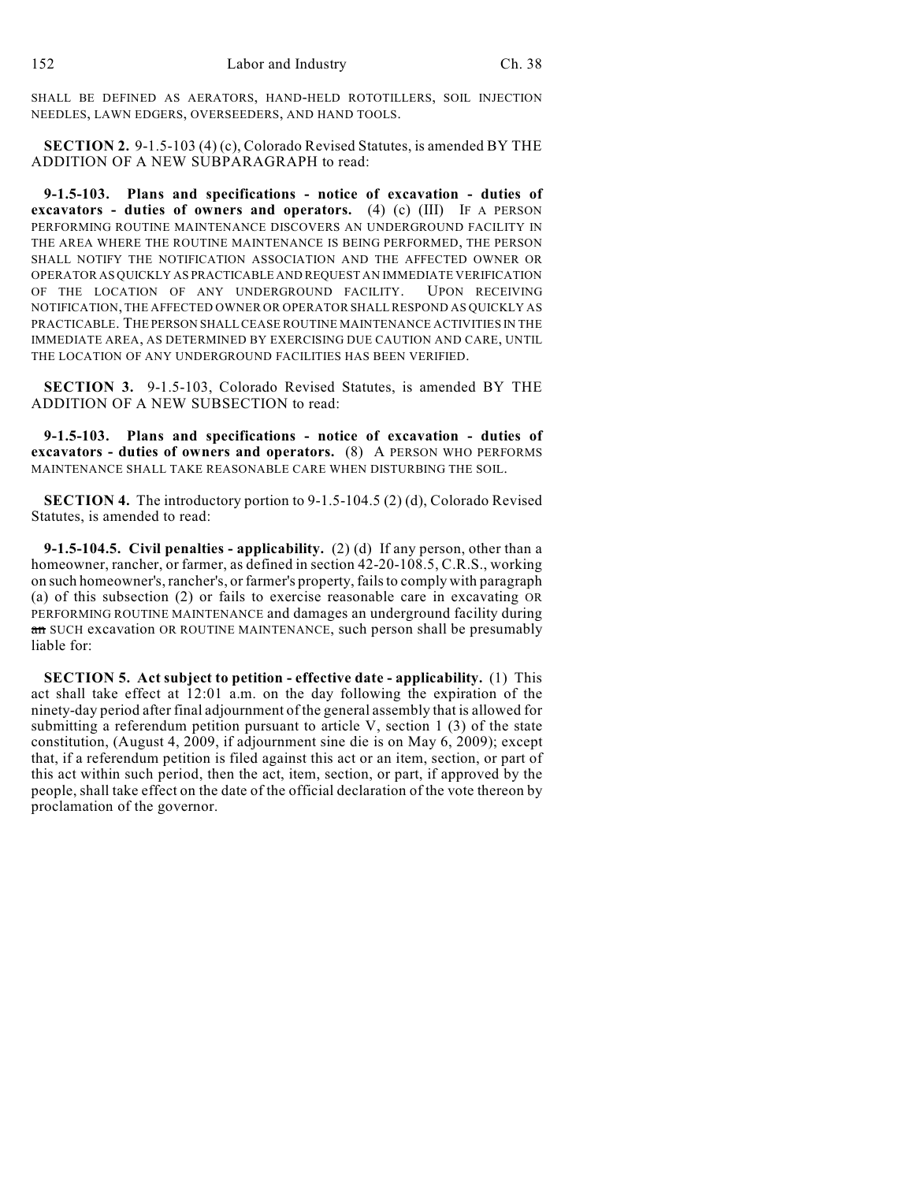SHALL BE DEFINED AS AERATORS, HAND-HELD ROTOTILLERS, SOIL INJECTION NEEDLES, LAWN EDGERS, OVERSEEDERS, AND HAND TOOLS.

**SECTION 2.** 9-1.5-103 (4) (c), Colorado Revised Statutes, is amended BY THE ADDITION OF A NEW SUBPARAGRAPH to read:

**9-1.5-103. Plans and specifications - notice of excavation - duties of excavators - duties of owners and operators.** (4) (c) (III) IF A PERSON PERFORMING ROUTINE MAINTENANCE DISCOVERS AN UNDERGROUND FACILITY IN THE AREA WHERE THE ROUTINE MAINTENANCE IS BEING PERFORMED, THE PERSON SHALL NOTIFY THE NOTIFICATION ASSOCIATION AND THE AFFECTED OWNER OR OPERATOR AS QUICKLY AS PRACTICABLE AND REQUEST AN IMMEDIATE VERIFICATION OF THE LOCATION OF ANY UNDERGROUND FACILITY. UPON RECEIVING NOTIFICATION, THE AFFECTED OWNER OR OPERATOR SHALL RESPOND AS QUICKLY AS PRACTICABLE. THE PERSON SHALL CEASE ROUTINE MAINTENANCE ACTIVITIES IN THE IMMEDIATE AREA, AS DETERMINED BY EXERCISING DUE CAUTION AND CARE, UNTIL THE LOCATION OF ANY UNDERGROUND FACILITIES HAS BEEN VERIFIED.

**SECTION 3.** 9-1.5-103, Colorado Revised Statutes, is amended BY THE ADDITION OF A NEW SUBSECTION to read:

**9-1.5-103. Plans and specifications - notice of excavation - duties of excavators - duties of owners and operators.** (8) A PERSON WHO PERFORMS MAINTENANCE SHALL TAKE REASONABLE CARE WHEN DISTURBING THE SOIL.

**SECTION 4.** The introductory portion to 9-1.5-104.5 (2) (d), Colorado Revised Statutes, is amended to read:

**9-1.5-104.5. Civil penalties - applicability.** (2) (d) If any person, other than a homeowner, rancher, or farmer, as defined in section 42-20-108.5, C.R.S., working on such homeowner's, rancher's, or farmer's property, fails to comply with paragraph (a) of this subsection (2) or fails to exercise reasonable care in excavating OR PERFORMING ROUTINE MAINTENANCE and damages an underground facility during ~~an~~ SUCH excavation OR ROUTINE MAINTENANCE, such person shall be presumably liable for:

**SECTION 5. Act subject to petition - effective date - applicability.** (1) This act shall take effect at 12:01 a.m. on the day following the expiration of the ninety-day period after final adjournment of the general assembly that is allowed for submitting a referendum petition pursuant to article V, section 1 (3) of the state constitution, (August 4, 2009, if adjournment sine die is on May 6, 2009); except that, if a referendum petition is filed against this act or an item, section, or part of this act within such period, then the act, item, section, or part, if approved by the people, shall take effect on the date of the official declaration of the vote thereon by proclamation of the governor.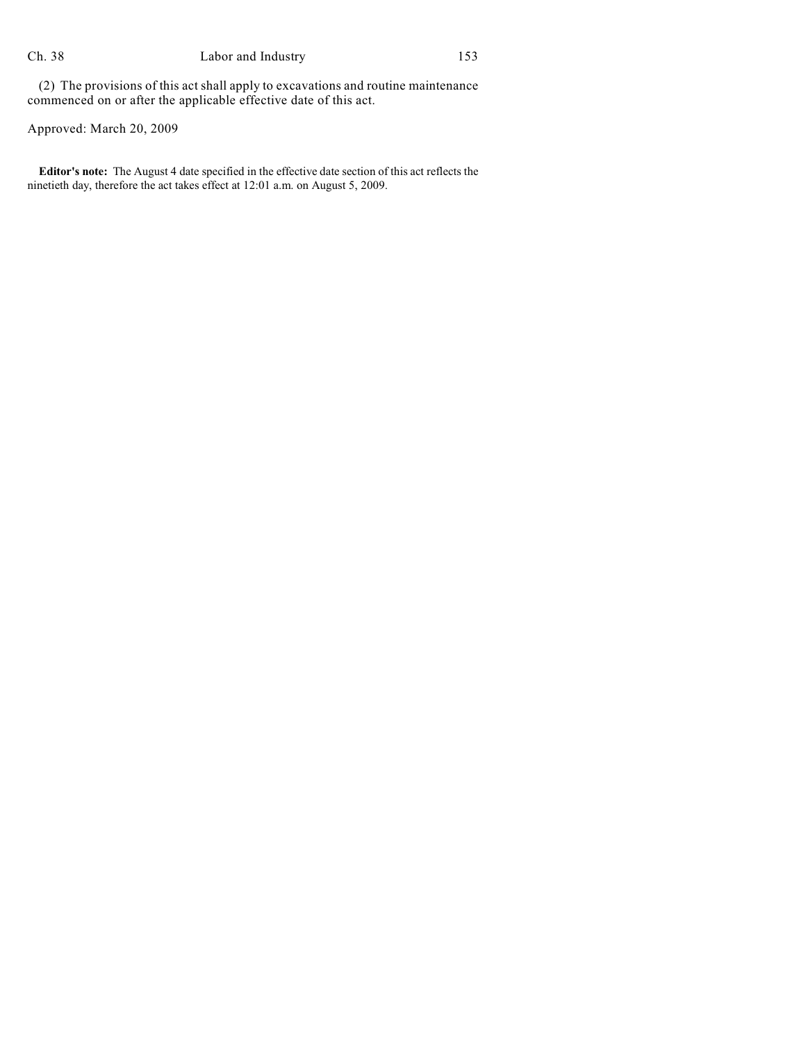(2) The provisions of this act shall apply to excavations and routine maintenance commenced on or after the applicable effective date of this act.

Approved: March 20, 2009

**Editor's note:** The August 4 date specified in the effective date section of this act reflects the ninetieth day, therefore the act takes effect at 12:01 a.m. on August 5, 2009.